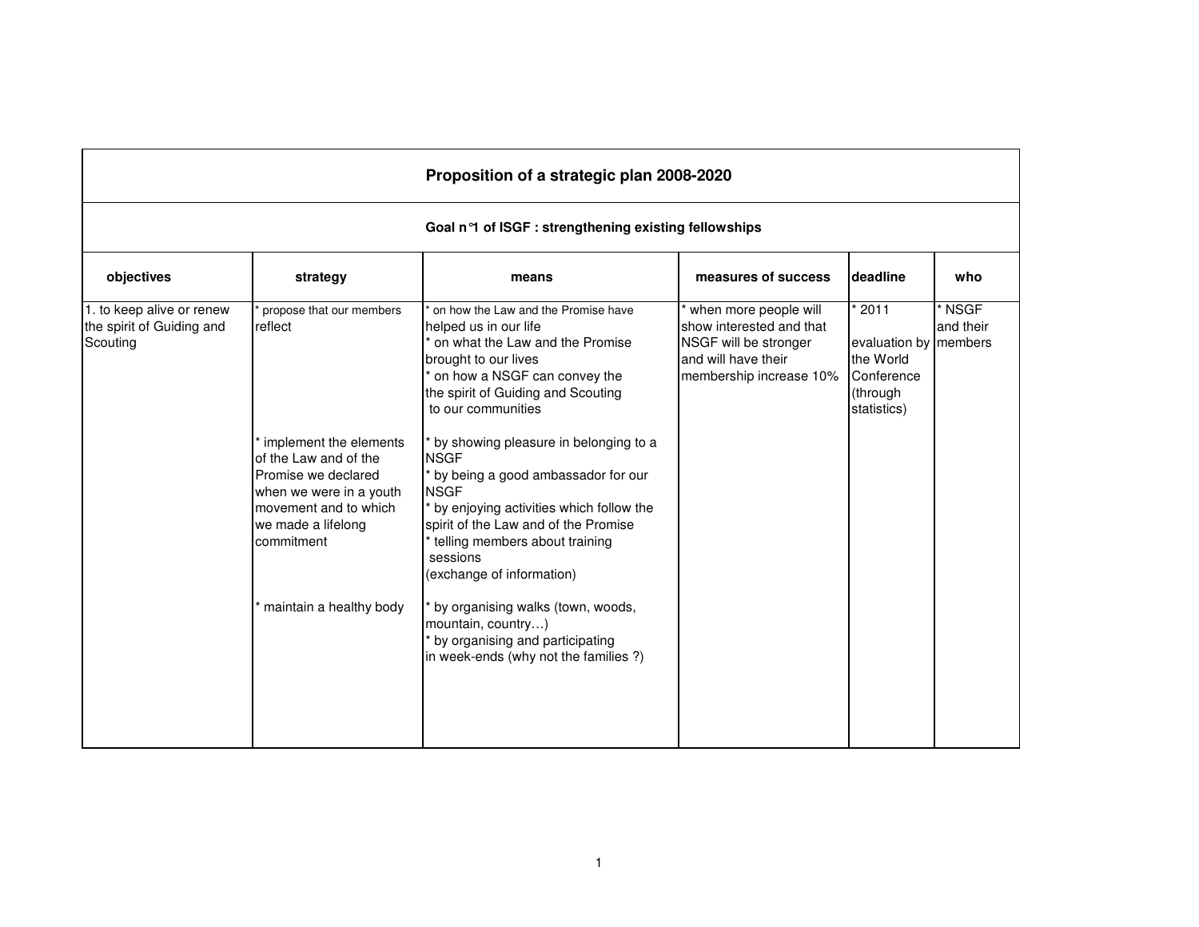# Proposition of a strategic plan 2008-2020

## Goal n°1 of ISGF : strengthening existing fellowships

| objectives | strategy | means | measures of success | deadline | who |
|---|---|---|---|---|---|
| 1. to keep alive or renew the spirit of Guiding and Scouting | * propose that our members reflect | * on how the Law and the Promise have helped us in our life<br>* on what the Law and the Promise brought to our lives<br>* on how a NSGF can convey the the spirit of Guiding and Scouting to our communities | * when more people will show interested and that NSGF will be stronger and will have their membership increase 10% | * 2011<br><br>evaluation by the World Conference (through statistics) | * NSGF and their members |
| | * implement the elements of the Law and of the Promise we declared when we were in a youth movement and to which we made a lifelong commitment | * by showing pleasure in belonging to a NSGF<br>* by being a good ambassador for our NSGF<br>* by enjoying activities which follow the spirit of the Law and of the Promise<br>* telling members about training sessions<br>(exchange of information) | | | |
| | * maintain a healthy body | * by organising walks (town, woods, mountain, country…)<br>* by organising and participating in week-ends (why not the families ?) | | | |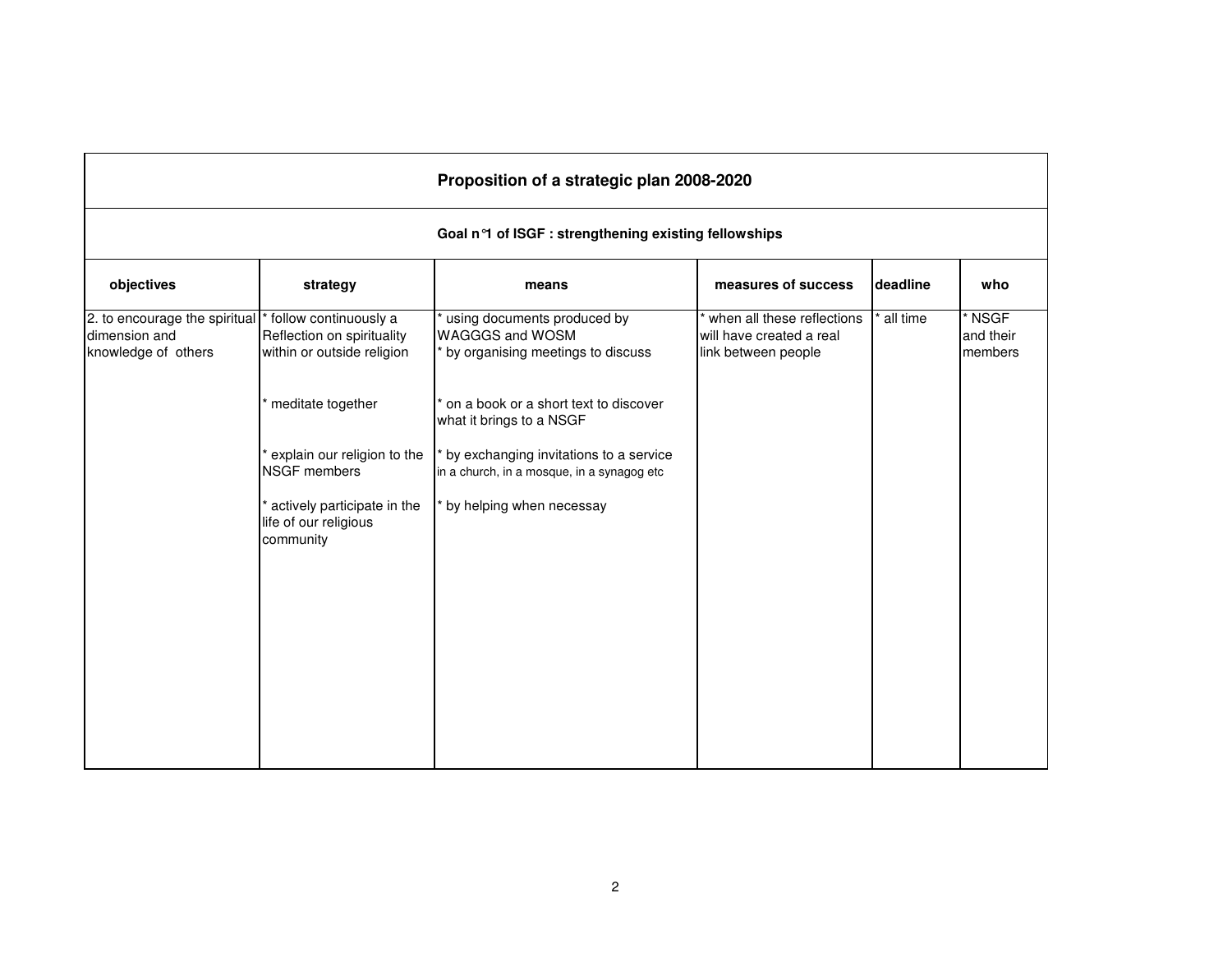# Proposition of a strategic plan 2008-2020

## Goal n°1 of ISGF : strengthening existing fellowships

| objectives | strategy | means | measures of success | deadline | who |
|---|---|---|---|---|---|
| 2. to encourage the spiritual dimension and knowledge of others | * follow continuously a Reflection on spirituality within or outside religion | * using documents produced by WAGGGS and WOSM<br>* by organising meetings to discuss | * when all these reflections will have created a real link between people | * all time | * NSGF and their members |
| | * meditate together | * on a book or a short text to discover what it brings to a NSGF | | | |
| | * explain our religion to the NSGF members | * by exchanging invitations to a service in a church, in a mosque, in a synagog etc | | | |
| | * actively participate in the life of our religious community | * by helping when necessay | | | |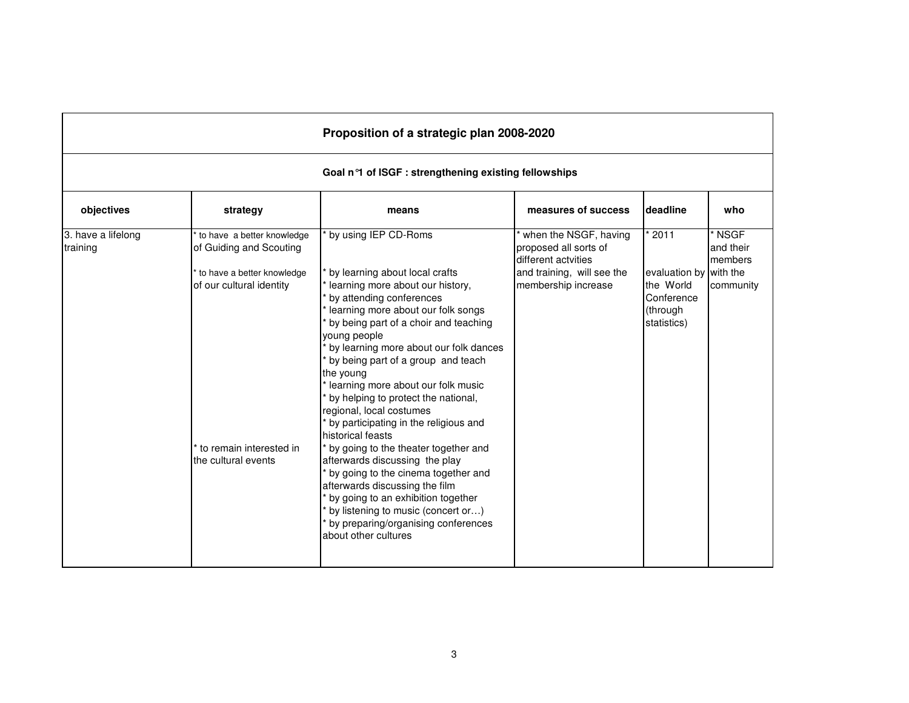| Proposition of a strategic plan 2008-2020 | | | | | |
|---|---|---|---|---|---|
| **Goal n°1 of ISGF : strengthening existing fellowships** | | | | | |
| **objectives** | **strategy** | **means** | **measures of success** | **deadline** | **who** |
| 3. have a lifelong training | * to have a better knowledge of Guiding and Scouting<br><br>* to have a better knowledge of our cultural identity<br><br>* to remain interested in the cultural events | * by using IEP CD-Roms<br><br>* by learning about local crafts<br>* learning more about our history,<br>* by attending conferences<br>* learning more about our folk songs<br>* by being part of a choir and teaching young people<br>* by learning more about our folk dances<br>* by being part of a group and teach the young<br>* learning more about our folk music<br>* by helping to protect the national, regional, local costumes<br>* by participating in the religious and historical feasts<br>* by going to the theater together and afterwards discussing the play<br>* by going to the cinema together and afterwards discussing the film<br>* by going to an exhibition together<br>* by listening to music (concert or…)<br>* by preparing/organising conferences about other cultures | * when the NSGF, having proposed all sorts of different actvities and training, will see the membership increase | * 2011<br><br>evaluation by the World Conference (through statistics) | * NSGF and their members with the community |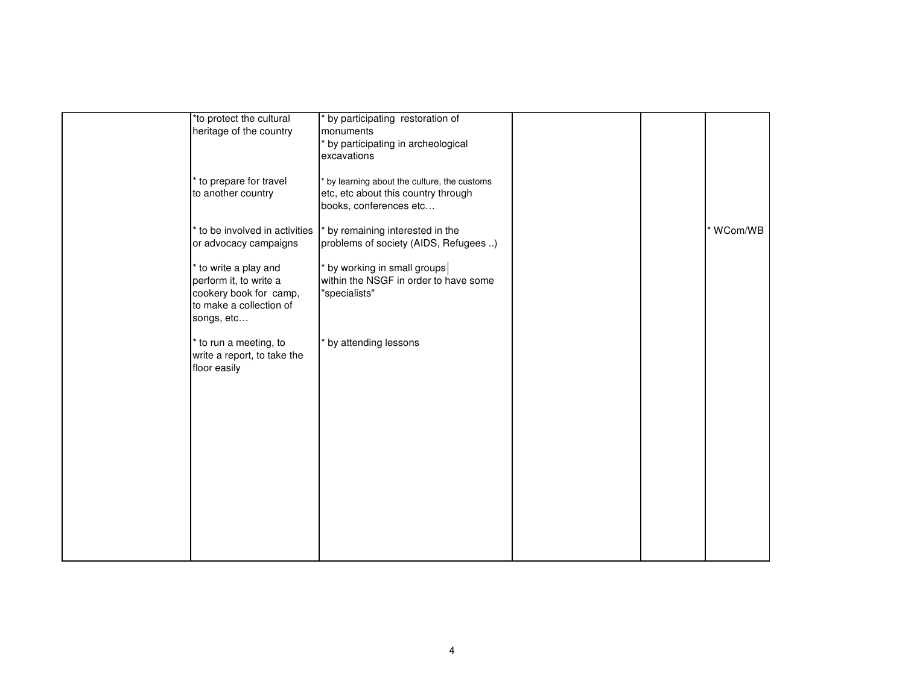| | | | | | |
|---|---|---|---|---|---|
| | *to protect the cultural heritage of the country<br><br>* to prepare for travel to another country<br><br>* to be involved in activities or advocacy campaigns<br><br>* to write a play and perform it, to write a cookery book for camp, to make a collection of songs, etc…<br><br>* to run a meeting, to write a report, to take the floor easily | * by participating restoration of monuments<br>* by participating in archeological excavations<br><br>* by learning about the culture, the customs etc, etc about this country through books, conferences etc…<br><br>* by remaining interested in the problems of society (AIDS, Refugees ..)<br><br>* by working in small groups within the NSGF in order to have some "specialists"<br><br>* by attending lessons | | | * WCom/WB |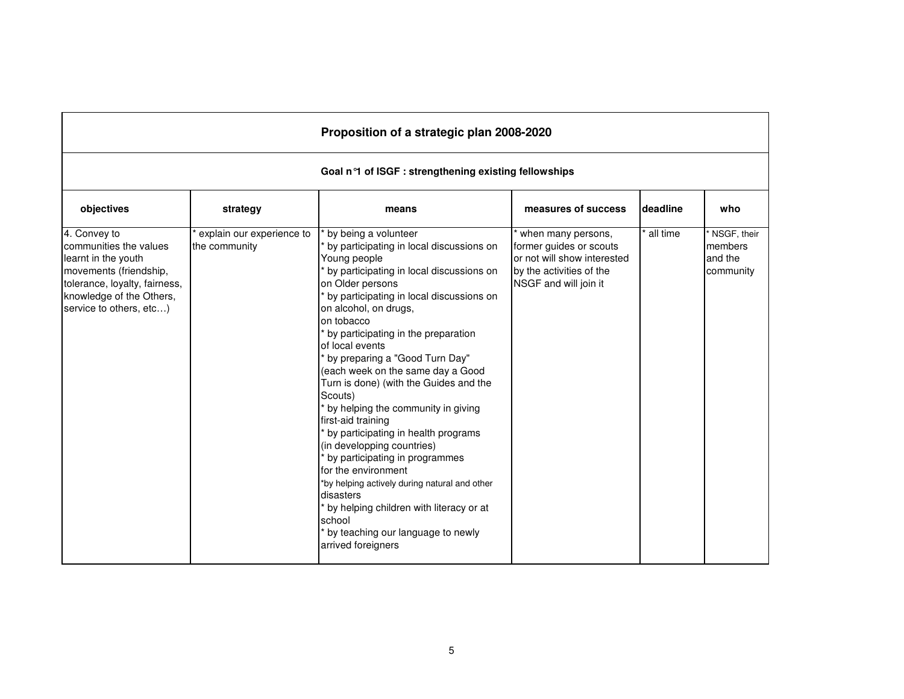## Proposition of a strategic plan 2008-2020

### Goal n°1 of ISGF : strengthening existing fellowships

| objectives | strategy | means | measures of success | deadline | who |
|---|---|---|---|---|---|
| 4. Convey to communities the values learnt in the youth movements (friendship, tolerance, loyalty, fairness, knowledge of the Others, service to others, etc…) | * explain our experience to the community | * by being a volunteer<br>* by participating in local discussions on Young people<br>* by participating in local discussions on on Older persons<br>* by participating in local discussions on on alcohol, on drugs, on tobacco<br>* by participating in the preparation of local events<br>* by preparing a "Good Turn Day" (each week on the same day a Good Turn is done) (with the Guides and the Scouts)<br>* by helping the community in giving first-aid training<br>* by participating in health programs (in developping countries)<br>* by participating in programmes for the environment<br>*by helping actively during natural and other disasters<br>* by helping children with literacy or at school<br>* by teaching our language to newly arrived foreigners | * when many persons, former guides or scouts or not will show interested by the activities of the NSGF and will join it | * all time | * NSGF, their members and the community |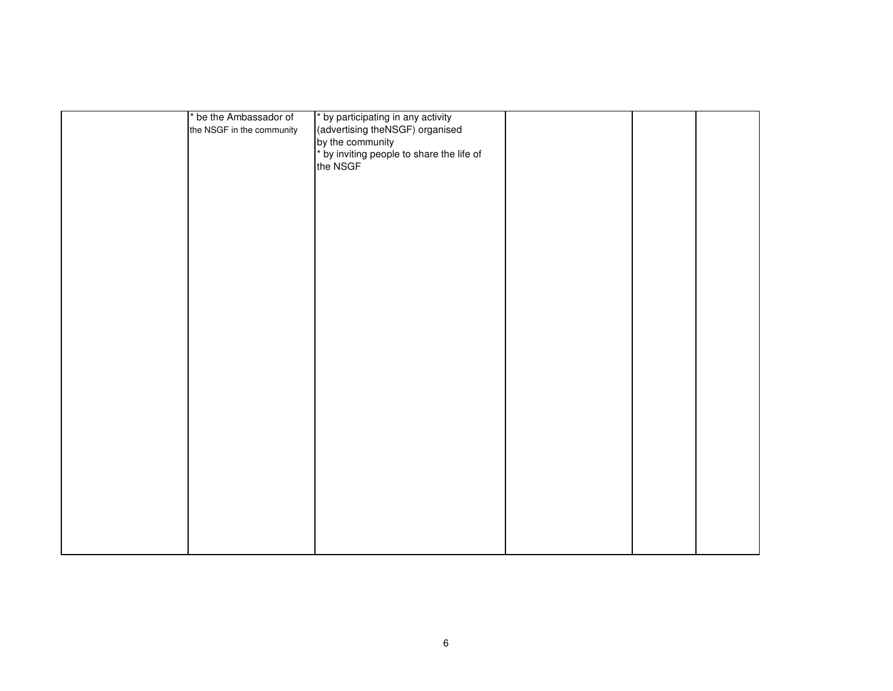| | | | | | |
|---|---|---|---|---|---|
| | * be the Ambassador of the NSGF in the community | * by participating in any activity (advertising theNSGF) organised by the community<br>* by inviting people to share the life of the NSGF | | | |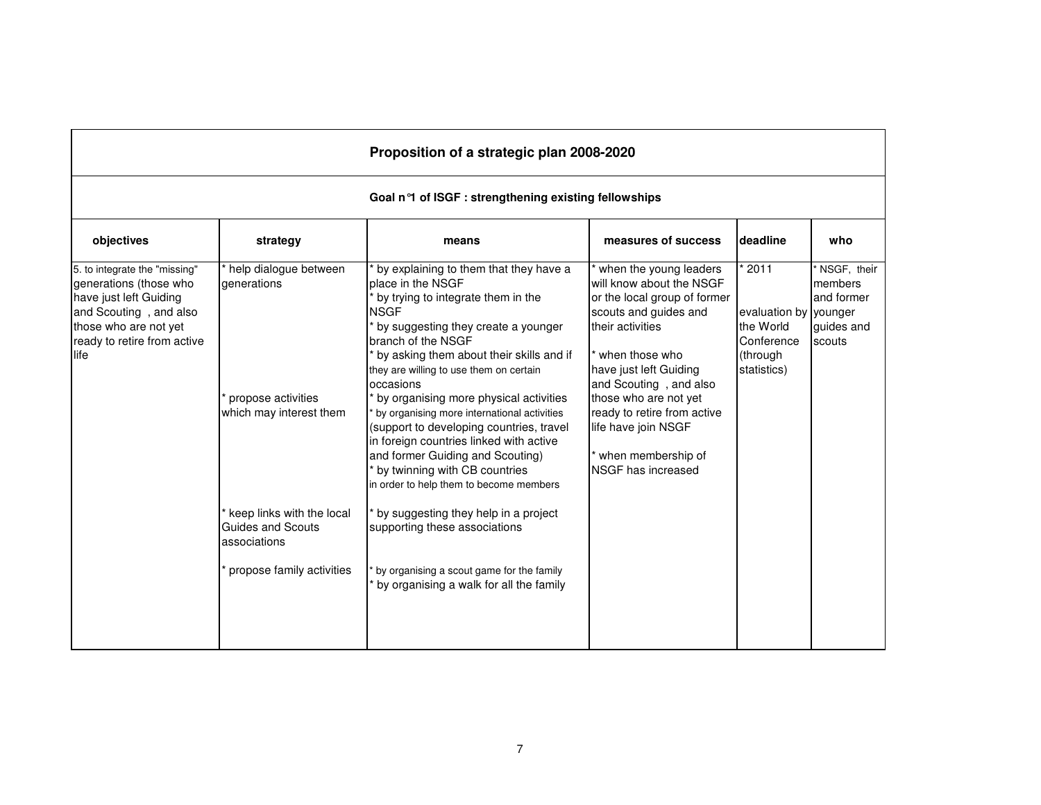| Proposition of a strategic plan 2008-2020 | | | | | |
|---|---|---|---|---|---|
| **Goal n°1 of ISGF : strengthening existing fellowships** | | | | | |
| **objectives** | **strategy** | **means** | **measures of success** | **deadline** | **who** |
| 5. to integrate the "missing" generations (those who have just left Guiding and Scouting , and also those who are not yet ready to retire from active life | * help dialogue between generations | * by explaining to them that they have a place in the NSGF<br>* by trying to integrate them in the NSGF<br>* by suggesting they create a younger branch of the NSGF<br>* by asking them about their skills and if they are willing to use them on certain occasions | * when the young leaders will know about the NSGF or the local group of former scouts and guides and their activities<br><br>* when those who have just left Guiding and Scouting , and also those who are not yet ready to retire from active life have join NSGF<br><br>* when membership of NSGF has increased | * 2011<br><br>evaluation by the World Conference (through statistics) | * NSGF, their members and former younger guides and scouts |
| | * propose activities which may interest them | * by organising more physical activities<br>* by organising more international activities (support to developing countries, travel in foreign countries linked with active and former Guiding and Scouting)<br>* by twinning with CB countries in order to help them to become members | | | |
| | * keep links with the local Guides and Scouts associations | * by suggesting they help in a project supporting these associations | | | |
| | * propose family activities | * by organising a scout game for the family<br>* by organising a walk for all the family | | | |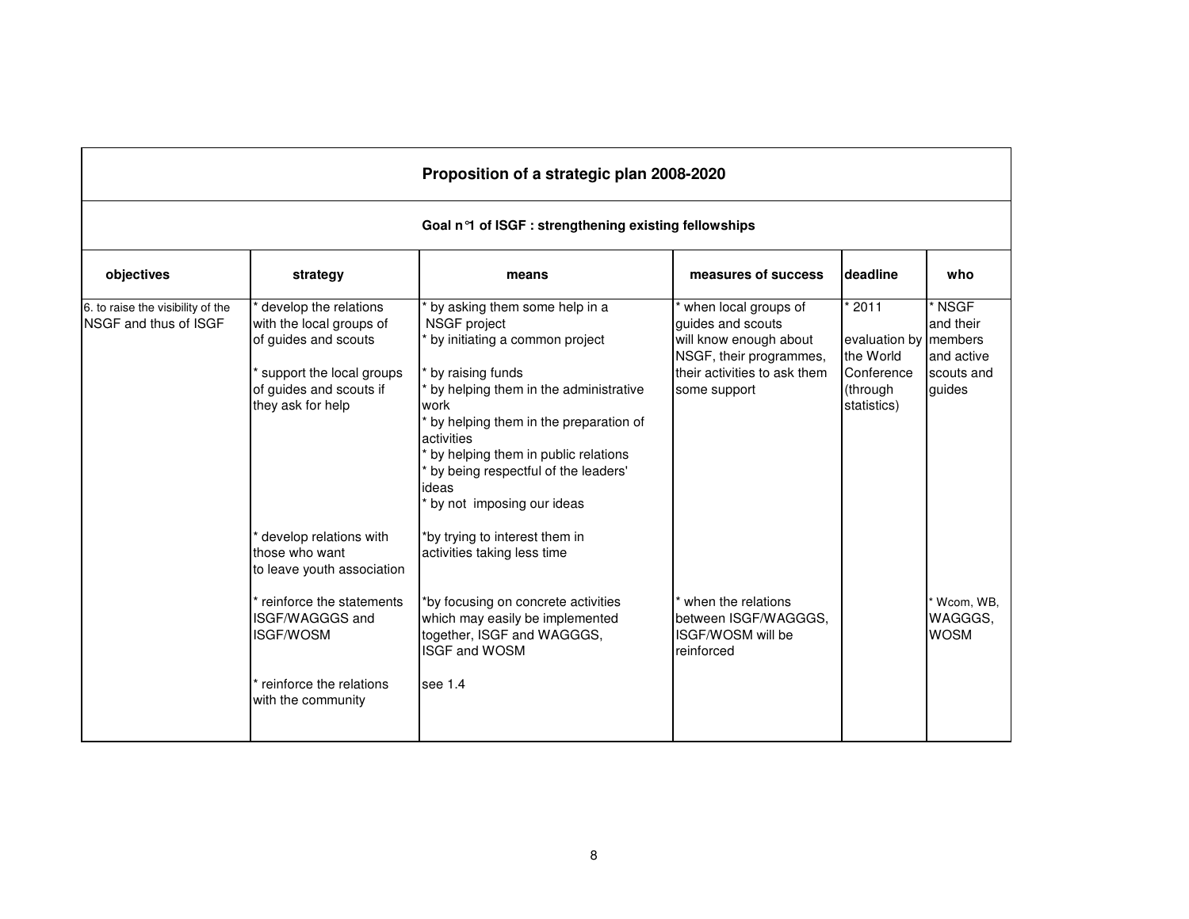## Proposition of a strategic plan 2008-2020

### Goal n°1 of ISGF : strengthening existing fellowships

| objectives | strategy | means | measures of success | deadline | who |
|---|---|---|---|---|---|
| 6. to raise the visibility of the NSGF and thus of ISGF | * develop the relations with the local groups of guides and scouts | * by asking them some help in a NSGF project<br>* by initiating a common project | * when local groups of guides and scouts will know enough about NSGF, their programmes, their activities to ask them some support | * 2011<br>evaluation by the World Conference (through statistics) | * NSGF and their members and active scouts and guides |
| | * support the local groups of guides and scouts if they ask for help | * by raising funds<br>* by helping them in the administrative work<br>* by helping them in the preparation of activities<br>* by helping them in public relations<br>* by being respectful of the leaders' ideas<br>* by not imposing our ideas | | | |
| | * develop relations with those who want to leave youth association | *by trying to interest them in activities taking less time | | | |
| | * reinforce the statements ISGF/WAGGGS and ISGF/WOSM | *by focusing on concrete activities which may easily be implemented together, ISGF and WAGGGS, ISGF and WOSM | * when the relations between ISGF/WAGGGS, ISGF/WOSM will be reinforced | | * Wcom, WB, WAGGGS, WOSM |
| | * reinforce the relations with the community | see 1.4 | | | |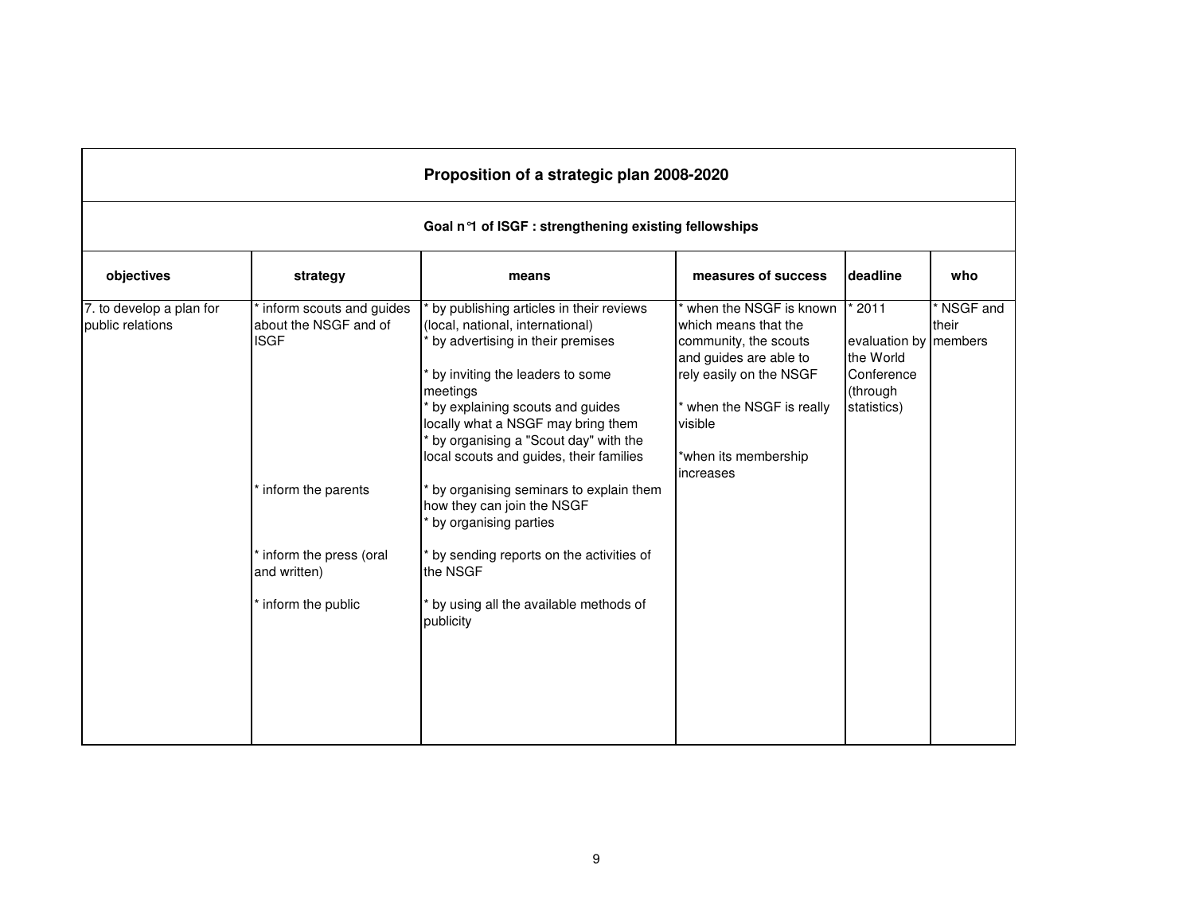## Proposition of a strategic plan 2008-2020

### Goal n°1 of ISGF : strengthening existing fellowships

| objectives | strategy | means | measures of success | deadline | who |
|---|---|---|---|---|---|
| 7. to develop a plan for public relations | * inform scouts and guides about the NSGF and of ISGF | * by publishing articles in their reviews (local, national, international)<br>* by advertising in their premises<br>* by inviting the leaders to some meetings<br>* by explaining scouts and guides locally what a NSGF may bring them<br>* by organising a "Scout day" with the local scouts and guides, their families | * when the NSGF is known which means that the community, the scouts and guides are able to rely easily on the NSGF<br>* when the NSGF is really visible<br>*when its membership increases | * 2011<br>evaluation by the World Conference (through statistics) | * NSGF and their members |
| | * inform the parents | * by organising seminars to explain them how they can join the NSGF<br>* by organising parties | | | |
| | * inform the press (oral and written) | * by sending reports on the activities of the NSGF | | | |
| | * inform the public | * by using all the available methods of publicity | | | |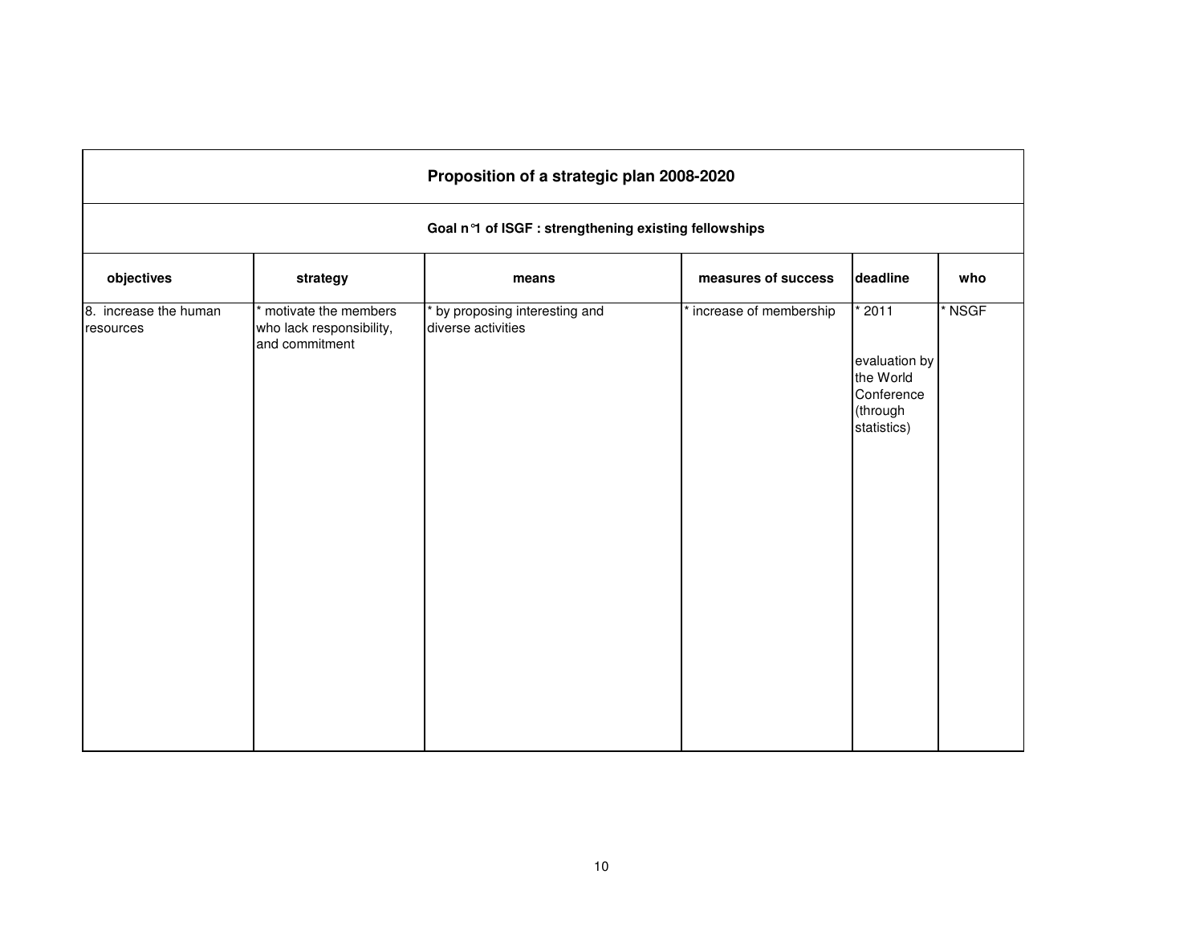| Proposition of a strategic plan 2008-2020 | | | | | |
|---|---|---|---|---|---|
| **Goal n°1 of ISGF : strengthening existing fellowships** | | | | | |
| **objectives** | **strategy** | **means** | **measures of success** | **deadline** | **who** |
| 8. increase the human resources | * motivate the members who lack responsibility, and commitment | * by proposing interesting and diverse activities | * increase of membership | * 2011<br><br>evaluation by the World Conference (through statistics) | * NSGF |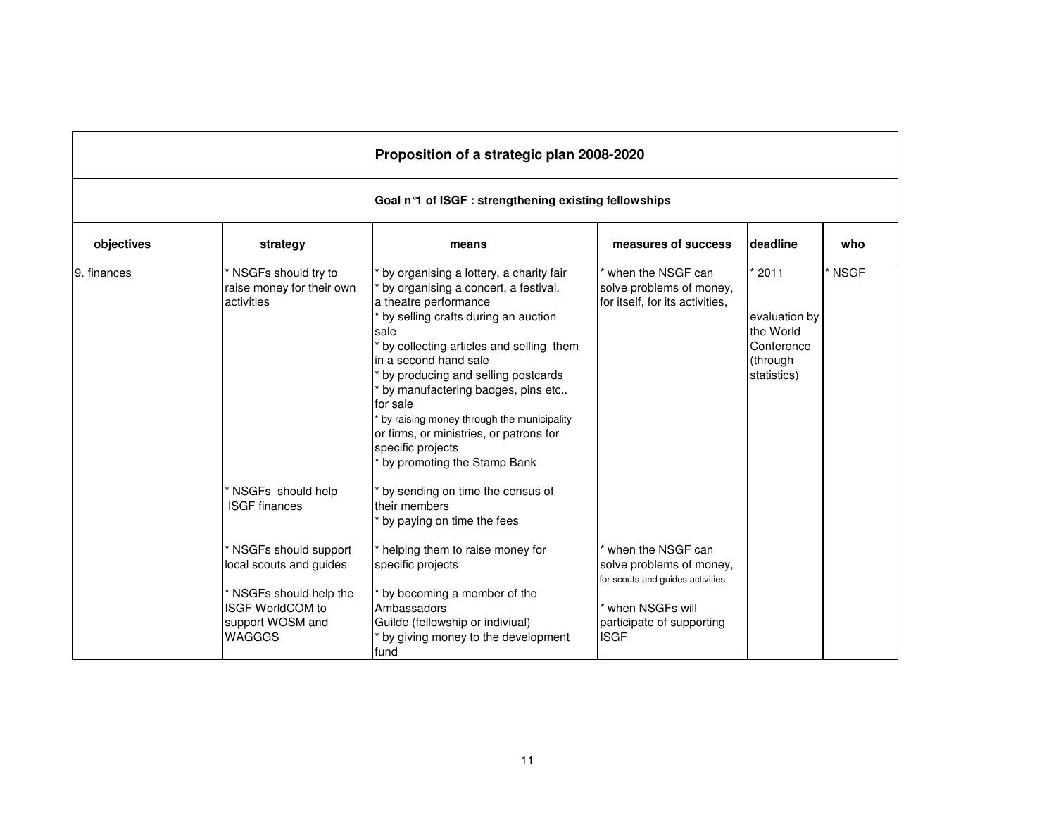## Proposition of a strategic plan 2008-2020

### Goal n°1 of ISGF : strengthening existing fellowships

| objectives | strategy | means | measures of success | deadline | who |
|---|---|---|---|---|---|
| 9. finances | * NSGFs should try to raise money for their own activities | * by organising a lottery, a charity fair<br>* by organising a concert, a festival, a theatre performance<br>* by selling crafts during an auction sale<br>* by collecting articles and selling them in a second hand sale<br>* by producing and selling postcards<br>* by manufactering badges, pins etc.. for sale<br>* by raising money through the municipality or firms, or ministries, or patrons for specific projects<br>* by promoting the Stamp Bank | * when the NSGF can solve problems of money, for itself, for its activities, | * 2011<br><br>evaluation by the World Conference (through statistics) | * NSGF |
| | * NSGFs should help ISGF finances | * by sending on time the census of their members<br>* by paying on time the fees | | | |
| | * NSGFs should support local scouts and guides | * helping them to raise money for specific projects | * when the NSGF can solve problems of money, for scouts and guides activities | | |
| | * NSGFs should help the ISGF WorldCOM to support WOSM and WAGGGS | * by becoming a member of the Ambassadors Guilde (fellowship or indiviual)<br>* by giving money to the development fund | * when NSGFs will participate of supporting ISGF | | |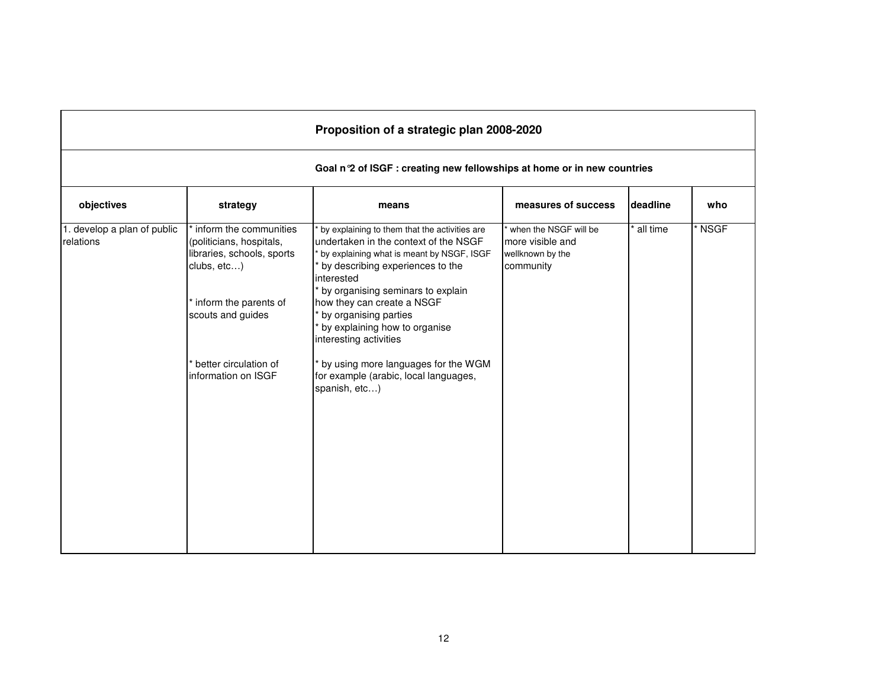| Proposition of a strategic plan 2008-2020 | | | | | |
|---|---|---|---|---|---|
| Goal n°2 of ISGF : creating new fellowships at home or in new countries | | | | | |
| **objectives** | **strategy** | **means** | **measures of success** | **deadline** | **who** |
| 1. develop a plan of public relations | * inform the communities (politicians, hospitals, libraries, schools, sports clubs, etc…)<br><br>* inform the parents of scouts and guides<br><br>* better circulation of information on ISGF | * by explaining to them that the activities are undertaken in the context of the NSGF<br>* by explaining what is meant by NSGF, ISGF<br>* by describing experiences to the interested<br>* by organising seminars to explain how they can create a NSGF<br>* by organising parties<br>* by explaining how to organise interesting activities<br><br>* by using more languages for the WGM for example (arabic, local languages, spanish, etc…) | * when the NSGF will be more visible and wellknown by the community | * all time | * NSGF |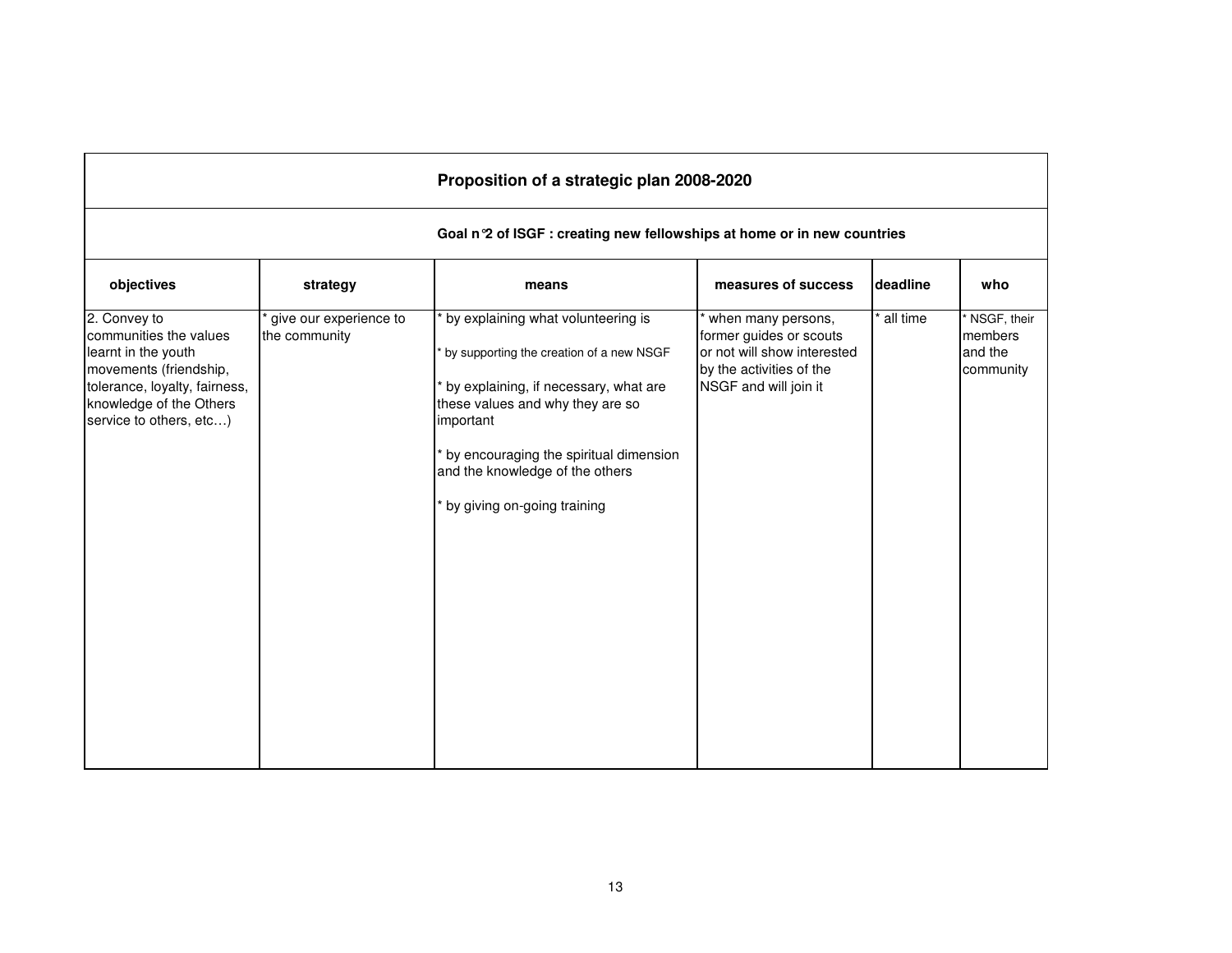## Proposition of a strategic plan 2008-2020

### Goal n°2 of ISGF : creating new fellowships at home or in new countries

| objectives | strategy | means | measures of success | deadline | who |
|---|---|---|---|---|---|
| 2. Convey to communities the values learnt in the youth movements (friendship, tolerance, loyalty, fairness, knowledge of the Others service to others, etc…) | * give our experience to the community | * by explaining what volunteering is<br><br>* by supporting the creation of a new NSGF<br><br>* by explaining, if necessary, what are these values and why they are so important<br><br>* by encouraging the spiritual dimension and the knowledge of the others<br><br>* by giving on-going training | * when many persons, former guides or scouts or not will show interested by the activities of the NSGF and will join it | * all time | * NSGF, their members and the community |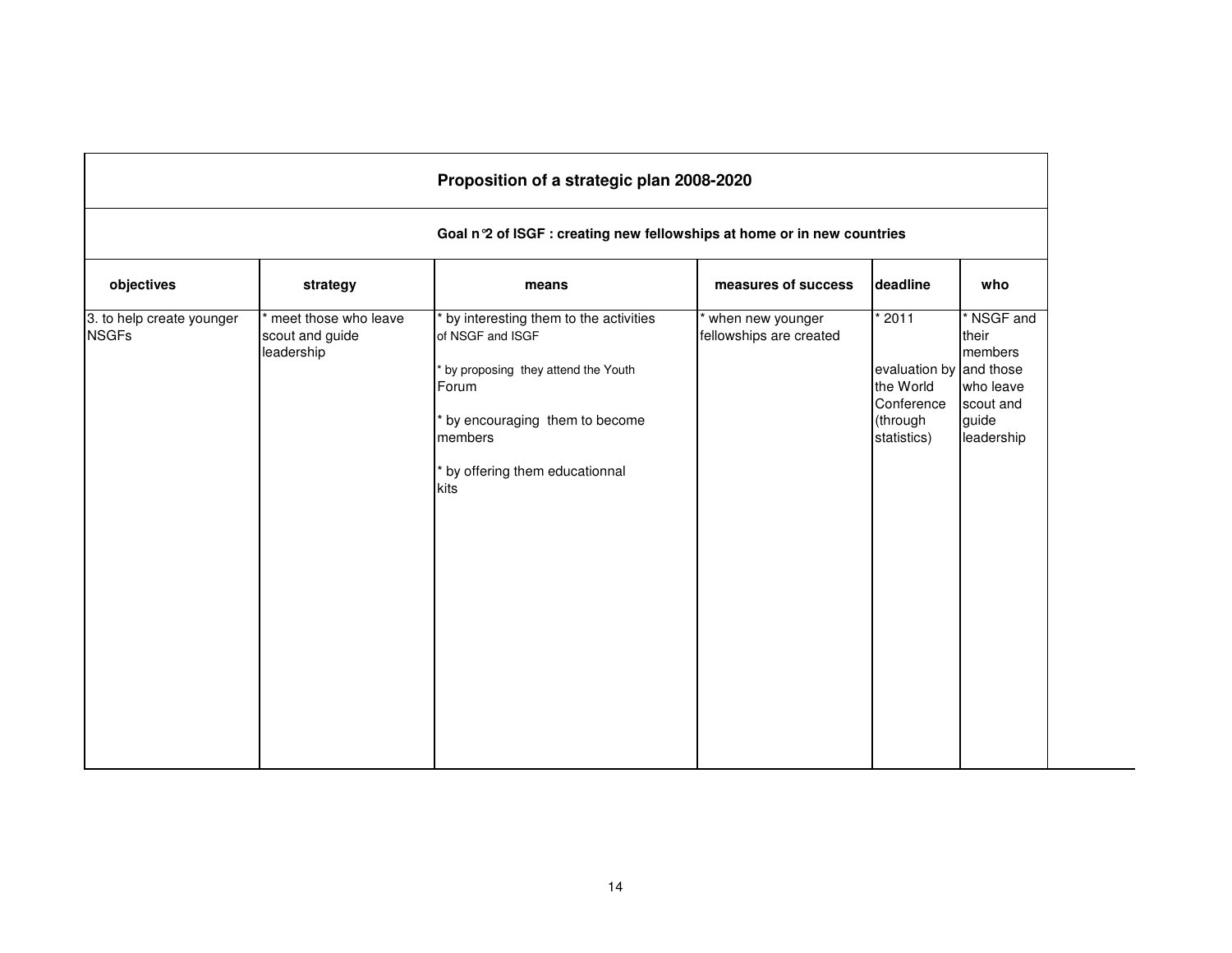## Proposition of a strategic plan 2008-2020

### Goal n°2 of ISGF : creating new fellowships at home or in new countries

| objectives | strategy | means | measures of success | deadline | who |
|---|---|---|---|---|---|
| 3. to help create younger NSGFs | * meet those who leave scout and guide leadership | * by interesting them to the activities of NSGF and ISGF<br><br>* by proposing they attend the Youth Forum<br><br>* by encouraging them to become members<br><br>* by offering them educationnal kits | * when new younger fellowships are created | * 2011<br><br>evaluation by the World Conference (through statistics) | * NSGF and their members and those who leave scout and guide leadership |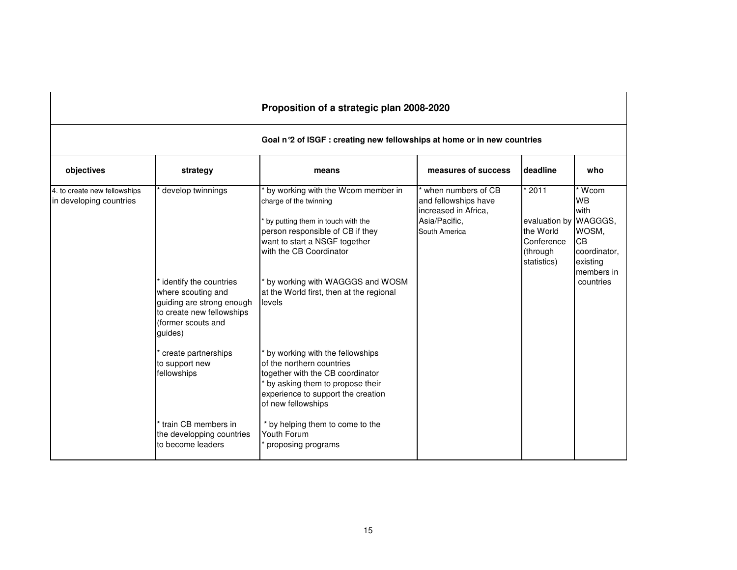## Proposition of a strategic plan 2008-2020

### Goal n°2 of ISGF : creating new fellowships at home or in new countries

| objectives | strategy | means | measures of success | deadline | who |
|---|---|---|---|---|---|
| 4. to create new fellowships in developing countries | * develop twinnings | * by working with the Wcom member in charge of the twinning<br><br>* by putting them in touch with the person responsible of CB if they want to start a NSGF together with the CB Coordinator | * when numbers of CB and fellowships have increased in Africa, Asia/Pacific, South America | * 2011<br><br>evaluation by the World Conference (through statistics) | * Wcom WB with WAGGGS, WOSM, CB coordinator, existing members in countries |
| | * identify the countries where scouting and guiding are strong enough to create new fellowships (former scouts and guides) | * by working with WAGGGS and WOSM at the World first, then at the regional levels | | | |
| | * create partnerships to support new fellowships | * by working with the fellowships of the northern countries together with the CB coordinator<br>* by asking them to propose their experience to support the creation of new fellowships | | | |
| | * train CB members in the developping countries to become leaders | * by helping them to come to the Youth Forum<br>* proposing programs | | | |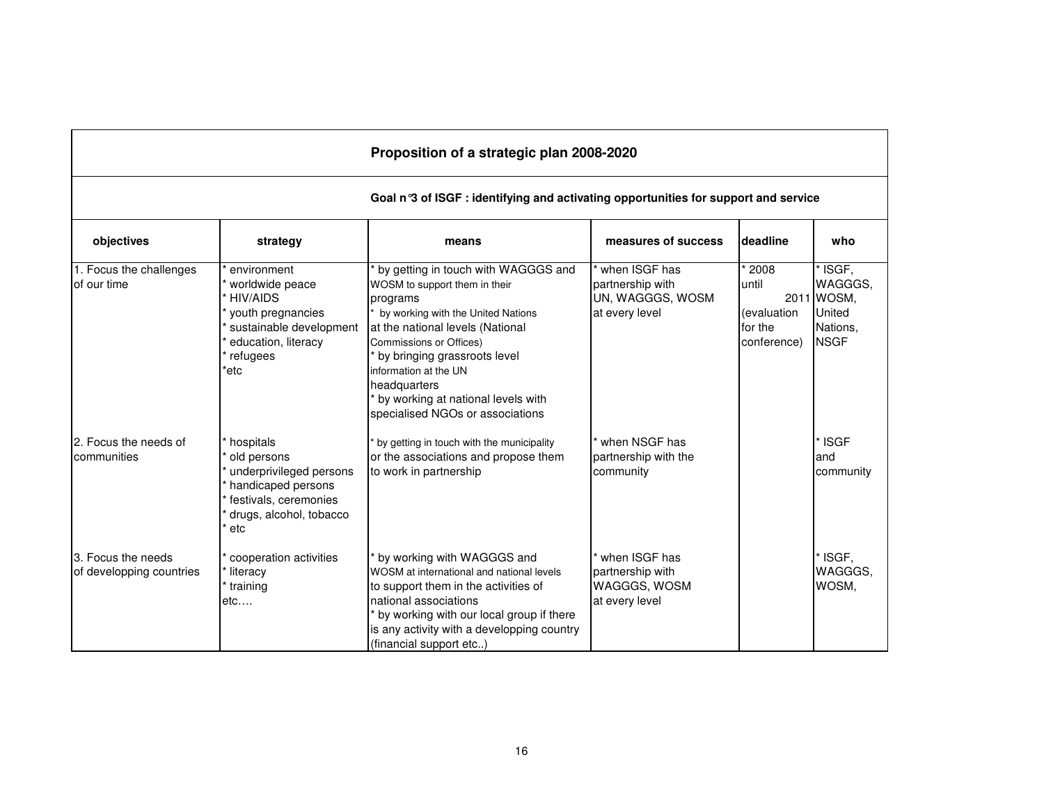## Proposition of a strategic plan 2008-2020

### Goal n°3 of ISGF : identifying and activating opportunities for support and service

| objectives | strategy | means | measures of success | deadline | who |
|---|---|---|---|---|---|
| 1. Focus the challenges of our time | * environment<br>* worldwide peace<br>* HIV/AIDS<br>* youth pregnancies<br>* sustainable development<br>* education, literacy<br>* refugees<br>*etc | * by getting in touch with WAGGGS and WOSM to support them in their programs<br>* by working with the United Nations at the national levels (National Commissions or Offices)<br>* by bringing grassroots level information at the UN headquarters<br>* by working at national levels with specialised NGOs or associations | * when ISGF has partnership with UN, WAGGGS, WOSM at every level | * 2008 until 2011 (evaluation for the conference) | * ISGF, WAGGGS, WOSM, United Nations, NSGF |
| 2. Focus the needs of communities | * hospitals<br>* old persons<br>* underprivileged persons<br>* handicaped persons<br>* festivals, ceremonies<br>* drugs, alcohol, tobacco<br>* etc | * by getting in touch with the municipality or the associations and propose them to work in partnership | * when NSGF has partnership with the community | | * ISGF and community |
| 3. Focus the needs of developping countries | * cooperation activities<br>* literacy<br>* training<br>etc…. | * by working with WAGGGS and WOSM at international and national levels to support them in the activities of national associations<br>* by working with our local group if there is any activity with a developping country (financial support etc..) | * when ISGF has partnership with WAGGGS, WOSM at every level | | * ISGF, WAGGGS, WOSM, |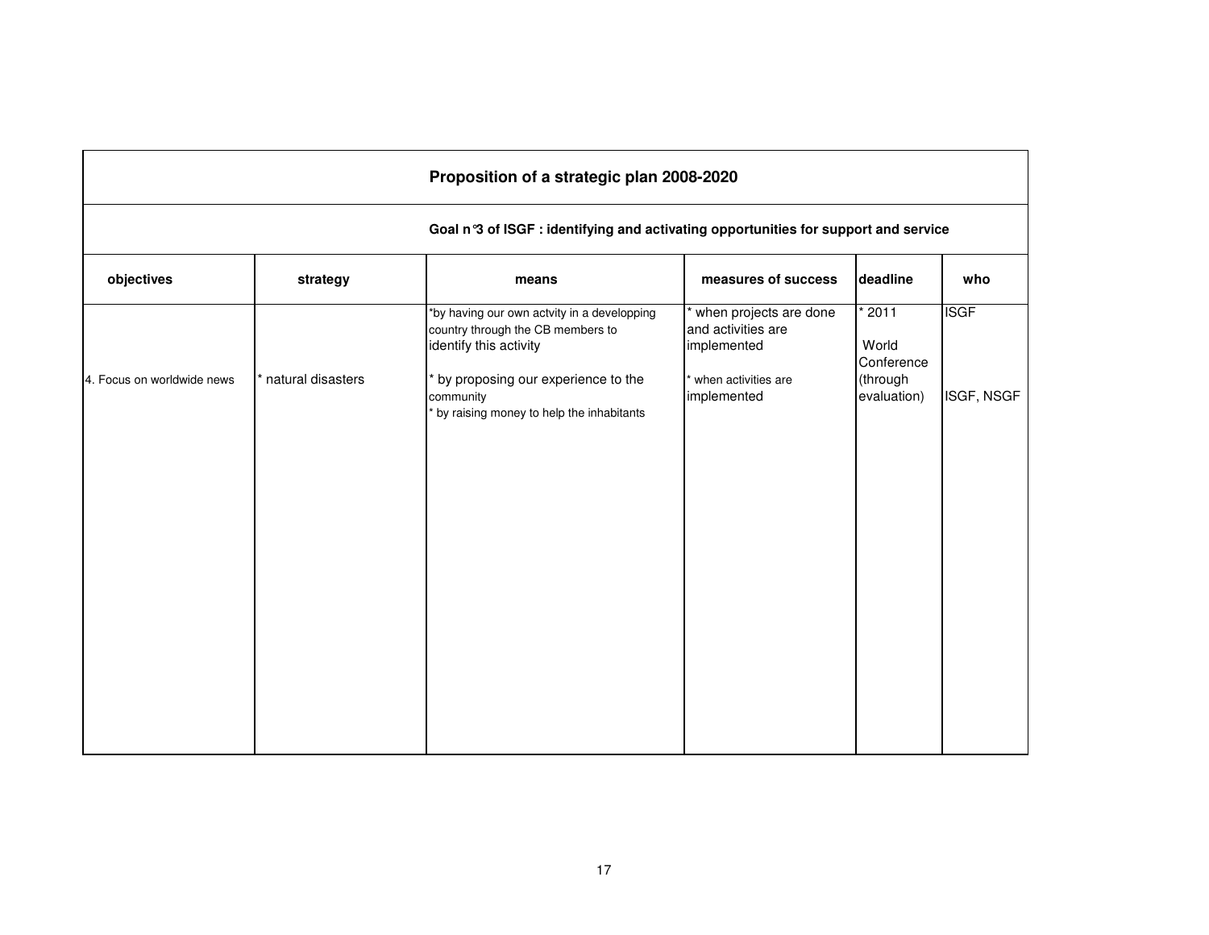**Proposition of a strategic plan 2008-2020**

**Goal n°3 of ISGF : identifying and activating opportunities for support and service**

| objectives | strategy | means | measures of success | deadline | who |
|---|---|---|---|---|---|
| 4. Focus on worldwide news | * natural disasters | *by having our own actvity in a developping country through the CB members to identify this activity<br><br>* by proposing our experience to the community<br>* by raising money to help the inhabitants | * when projects are done and activities are implemented<br><br>* when activities are implemented | * 2011<br><br>World Conference (through evaluation) | ISGF<br><br>ISGF, NSGF |